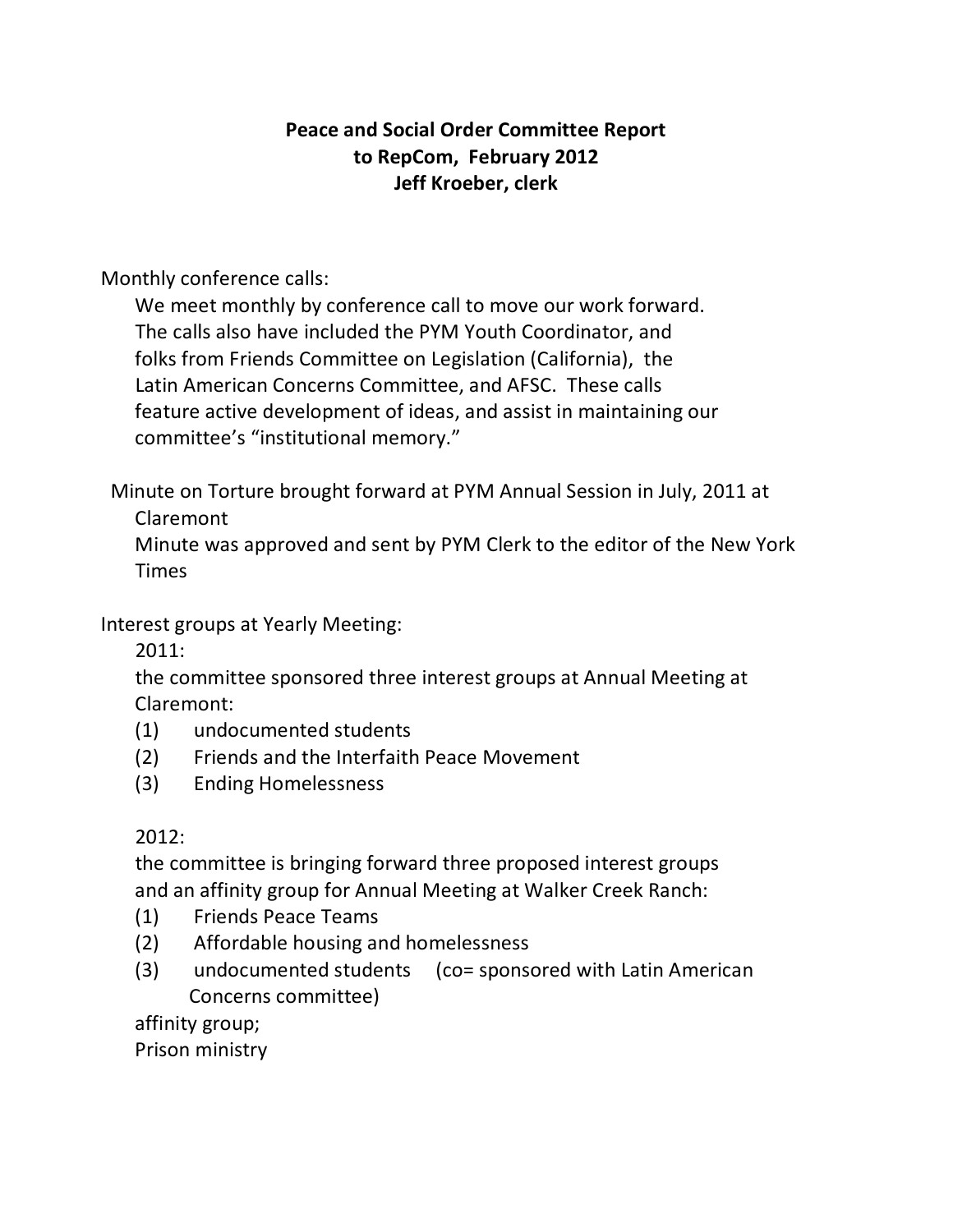# Peace and Social Order Committee Report
## to RepCom, February 2012
### Jeff Kroeber, clerk

Monthly conference calls:

We meet monthly by conference call to move our work forward. The calls also have included the PYM Youth Coordinator, and folks from Friends Committee on Legislation (California), the Latin American Concerns Committee, and AFSC. These calls feature active development of ideas, and assist in maintaining our committee's "institutional memory."

Minute on Torture brought forward at PYM Annual Session in July, 2011 at Claremont

Minute was approved and sent by PYM Clerk to the editor of the New York Times

Interest groups at Yearly Meeting:

2011:

the committee sponsored three interest groups at Annual Meeting at Claremont:

(1) undocumented students
(2) Friends and the Interfaith Peace Movement
(3) Ending Homelessness

2012:

the committee is bringing forward three proposed interest groups and an affinity group for Annual Meeting at Walker Creek Ranch:

(1) Friends Peace Teams
(2) Affordable housing and homelessness
(3) undocumented students (co= sponsored with Latin American Concerns committee)

affinity group;

Prison ministry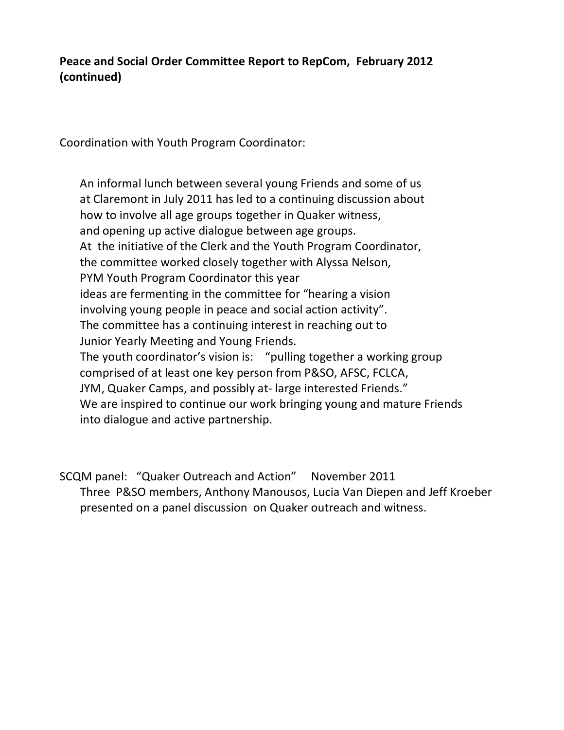**Peace and Social Order Committee Report to RepCom, February 2012 (continued)**

Coordination with Youth Program Coordinator:

An informal lunch between several young Friends and some of us at Claremont in July 2011 has led to a continuing discussion about how to involve all age groups together in Quaker witness, and opening up active dialogue between age groups.
At the initiative of the Clerk and the Youth Program Coordinator, the committee worked closely together with Alyssa Nelson, PYM Youth Program Coordinator this year
ideas are fermenting in the committee for "hearing a vision involving young people in peace and social action activity".
The committee has a continuing interest in reaching out to Junior Yearly Meeting and Young Friends.
The youth coordinator's vision is: "pulling together a working group comprised of at least one key person from P&SO, AFSC, FCLCA, JYM, Quaker Camps, and possibly at- large interested Friends."
We are inspired to continue our work bringing young and mature Friends into dialogue and active partnership.

SCQM panel: "Quaker Outreach and Action" November 2011

Three P&SO members, Anthony Manousos, Lucia Van Diepen and Jeff Kroeber presented on a panel discussion on Quaker outreach and witness.